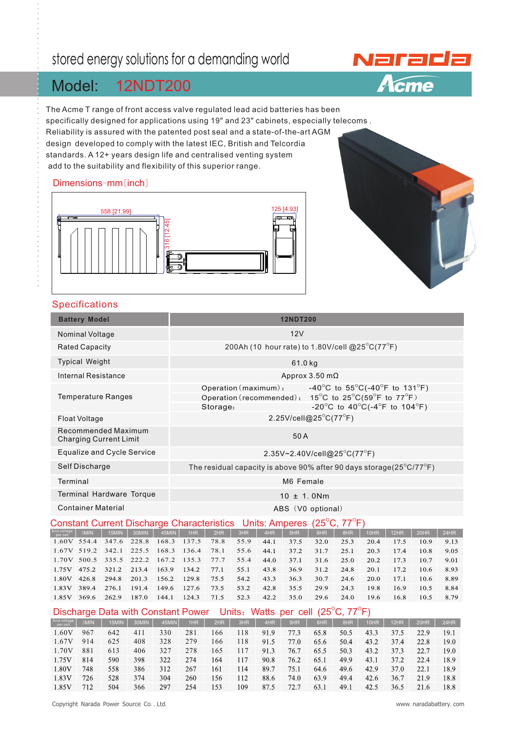stored energy solutions for a demanding world

Narada
Acme

# Model: 12NDT200

The Acme T range of front access valve regulated lead acid batteries has been specifically designed for applications using 19" and 23" cabinets, especially telecoms . Reliability is assured with the patented post seal and a state-of-the-art AGM design developed to comply with the latest IEC, British and Telcordia standards. A 12+ years design life and centralised venting system add to the suitability and flexibility of this superior range.

## Dimensions-mm [inch]

558 [21.99]
316 [12.45]
125 [4.93]

## Specifications

| Battery Model | 12NDT200 |
|---|---|
| Nominal Voltage | 12V |
| Rated Capacity | 200Ah (10 hour rate) to 1.80V/cell @25°C(77°F) |
| Typical Weight | 61.0 kg |
| Internal Resistance | Approx 3.50 mΩ |
| Temperature Ranges | Operation (maximum): -40°C to 55°C(-40°F to 131°F)<br>Operation (recommended): 15°C to 25°C(59°F to 77°F)<br>Storage: -20°C to 40°C(-4°F to 104°F) |
| Float Voltage | 2.25V/cell@25°C(77°F) |
| Recommended Maximum Charging Current Limit | 50 A |
| Equalize and Cycle Service | 2.35V~2.40V/cell@25°C(77°F) |
| Self Discharge | The residual capacity is above 90% after 90 days storage(25°C/77°F) |
| Terminal | M6 Female |
| Terminal Hardware Torque | 10 ± 1. 0Nm |
| Container Material | ABS (V0 optional) |

## Constant Current Discharge Characteristics Units: Amperes (25°C, 77°F)

| End voltage per cell | 5MIN | 15MIN | 30MIN | 45MIN | 1HR | 2HR | 3HR | 4HR | 5HR | 6HR | 8HR | 10HR | 12HR | 20HR | 24HR |
|---|---|---|---|---|---|---|---|---|---|---|---|---|---|---|---|
| 1.60V | 554.4 | 347.6 | 228.8 | 168.3 | 137.5 | 78.8 | 55.9 | 44.1 | 37.5 | 32.0 | 25.3 | 20.4 | 17.5 | 10.9 | 9.13 |
| 1.67V | 519.2 | 342.1 | 225.5 | 168.3 | 136.4 | 78.1 | 55.6 | 44.1 | 37.2 | 31.7 | 25.1 | 20.3 | 17.4 | 10.8 | 9.05 |
| 1.70V | 500.5 | 335.5 | 222.2 | 167.2 | 135.3 | 77.7 | 55.4 | 44.0 | 37.1 | 31.6 | 25.0 | 20.2 | 17.3 | 10.7 | 9.01 |
| 1.75V | 475.2 | 321.2 | 213.4 | 163.9 | 134.2 | 77.1 | 55.1 | 43.8 | 36.9 | 31.2 | 24.8 | 20.1 | 17.2 | 10.6 | 8.93 |
| 1.80V | 426.8 | 294.8 | 201.3 | 156.2 | 129.8 | 75.5 | 54.2 | 43.3 | 36.3 | 30.7 | 24.6 | 20.0 | 17.1 | 10.6 | 8.89 |
| 1.83V | 389.4 | 276.1 | 191.4 | 149.6 | 127.6 | 73.5 | 53.2 | 42.8 | 35.5 | 29.9 | 24.3 | 19.8 | 16.9 | 10.5 | 8.84 |
| 1.85V | 369.6 | 262.9 | 187.0 | 144.1 | 124.3 | 71.5 | 52.3 | 42.2 | 35.0 | 29.6 | 24.0 | 19.6 | 16.8 | 10.5 | 8.79 |

## Discharge Data with Constant Power Units: Watts per cell (25°C, 77°F)

| End voltage per cell | 5MIN | 15MIN | 30MIN | 45MIN | 1HR | 2HR | 3HR | 4HR | 5HR | 6HR | 8HR | 10HR | 12HR | 20HR | 24HR |
|---|---|---|---|---|---|---|---|---|---|---|---|---|---|---|---|
| 1.60V | 967 | 642 | 411 | 330 | 281 | 166 | 118 | 91.9 | 77.3 | 65.8 | 50.5 | 43.3 | 37.5 | 22.9 | 19.1 |
| 1.67V | 914 | 625 | 408 | 328 | 279 | 166 | 118 | 91.5 | 77.0 | 65.6 | 50.4 | 43.2 | 37.4 | 22.8 | 19.0 |
| 1.70V | 881 | 613 | 406 | 327 | 278 | 165 | 117 | 91.3 | 76.7 | 65.5 | 50.3 | 43.2 | 37.3 | 22.7 | 19.0 |
| 1.75V | 814 | 590 | 398 | 322 | 274 | 164 | 117 | 90.8 | 76.2 | 65.1 | 49.9 | 43.1 | 37.2 | 22.4 | 18.9 |
| 1.80V | 748 | 558 | 386 | 312 | 267 | 161 | 114 | 89.7 | 75.1 | 64.6 | 49.6 | 42.9 | 37.0 | 22.1 | 18.9 |
| 1.83V | 726 | 528 | 374 | 304 | 260 | 156 | 112 | 88.6 | 74.0 | 63.9 | 49.4 | 42.6 | 36.7 | 21.9 | 18.8 |
| 1.85V | 712 | 504 | 366 | 297 | 254 | 153 | 109 | 87.5 | 72.7 | 63.1 | 49.1 | 42.5 | 36.5 | 21.6 | 18.8 |

Copyright Narada Power Source Co. , Ltd. www. naradabattery. com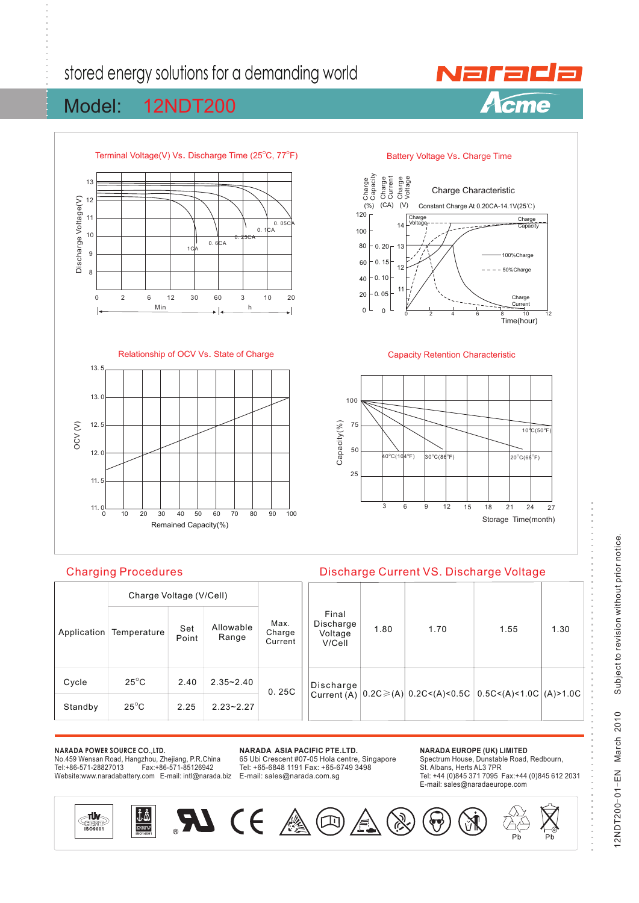stored energy solutions for a demanding world

Narada Acme

## Model: 12NDT200

### Terminal Voltage(V) Vs. Discharge Time (25°C, 77°F)

Discharge Voltage(V)

13
12
11
10
9
8

0 2 6 12 30 60 3 10 20

Min h

0. 05CA
0. 1CA
0. 25CA
0. 6CA
1CA

### Battery Voltage Vs. Charge Time

Charge Capacity (%)
Charge Current (CA)
Charge Voltage (V)

Charge Characteristic

Constant Charge At 0.20CA-14.1V(25℃)

120
100 14
80 0. 20 13
60 0. 15 12
40 0. 10
20 0. 05 11
0 0

0 2 4 6 8 10 12

Time(hour)

Charge Voltage
Charge Capacity
100%Charge
50%Charge
Charge Current

### Relationship of OCV Vs. State of Charge

OCV (V)

13. 5
13. 0
12. 5
12. 0
11. 5
11. 0

0 10 20 30 40 50 60 70 80 90 100

Remained Capacity(%)

### Capacity Retention Characteristic

Capacity(%)

100
75
50
25

3 6 9 12 15 18 21 24 27

Storage Time(month)

40°C(104°F)
30°C(86°F)
20°C(68°F)
10°C(50°F)

## Charging Procedures

| Application | Temperature | Charge Voltage (V/Cell) | | Max. Charge Current |
|---|---|---|---|---|
| | | Set Point | Allowable Range | |
| Cycle | 25°C | 2.40 | 2.35~2.40 | 0. 25C |
| Standby | 25°C | 2.25 | 2.23~2.27 | |

## Discharge Current VS. Discharge Voltage

| Final Discharge Voltage V/Cell | 1.80 | 1.70 | 1.55 | 1.30 |
|---|---|---|---|---|
| Discharge Current (A) | 0.2C≥(A) | 0.2C<(A)<0.5C | 0.5C<(A)<1.0C | (A)>1.0C |

**NARADA POWER SOURCE CO.,LTD.**
No.459 Wensan Road, Hangzhou, Zhejiang, P.R.China
Tel:+86-571-28827013 Fax:+86-571-85126942
Website:www.naradabattery.com E-mail: intl@narada.biz

**NARADA ASIA PACIFIC PTE.LTD.**
65 Ubi Crescent #07-05 Hola centre, Singapore
Tel: +65-6848 1191 Fax: +65-6749 3498
E-mail: sales@narada.com.sg

**NARADA EUROPE (UK) LIMITED**
Spectrum House, Dunstable Road, Redbourn,
St. Albans, Herts AL3 7PR
Tel: +44 (0)845 371 7095 Fax:+44 (0)845 612 2031
E-mail: sales@naradaeurope.com

ISO9001 ISO14001 Pb Pb

Subject to revision without prior notice.

12NDT200-01-EN March 2010